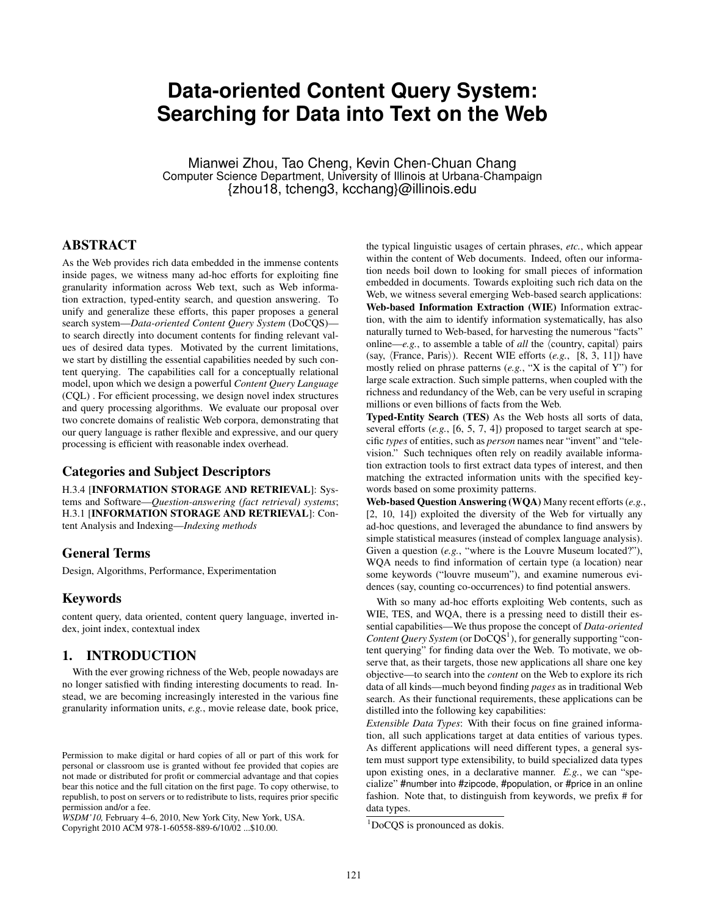# Data-oriented Content Query System: Searching for Data into Text on the Web

Mianwei Zhou, Tao Cheng, Kevin Chen-Chuan Chang
Computer Science Department, University of Illinois at Urbana-Champaign
{zhou18, tcheng3, kcchang}@illinois.edu

## ABSTRACT

As the Web provides rich data embedded in the immense contents inside pages, we witness many ad-hoc efforts for exploiting fine granularity information across Web text, such as Web information extraction, typed-entity search, and question answering. To unify and generalize these efforts, this paper proposes a general search system—*Data-oriented Content Query System* (DoCQS)—to search directly into document contents for finding relevant values of desired data types. Motivated by the current limitations, we start by distilling the essential capabilities needed by such content querying. The capabilities call for a conceptually relational model, upon which we design a powerful *Content Query Language* (CQL) . For efficient processing, we design novel index structures and query processing algorithms. We evaluate our proposal over two concrete domains of realistic Web corpora, demonstrating that our query language is rather flexible and expressive, and our query processing is efficient with reasonable index overhead.

## Categories and Subject Descriptors

H.3.4 [**INFORMATION STORAGE AND RETRIEVAL**]: Systems and Software—*Question-answering (fact retrieval) systems*; H.3.1 [**INFORMATION STORAGE AND RETRIEVAL**]: Content Analysis and Indexing—*Indexing methods*

## General Terms

Design, Algorithms, Performance, Experimentation

## Keywords

content query, data oriented, content query language, inverted index, joint index, contextual index

## 1. INTRODUCTION

With the ever growing richness of the Web, people nowadays are no longer satisfied with finding interesting documents to read. Instead, we are becoming increasingly interested in the various fine granularity information units, *e.g.*, movie release date, book price, the typical linguistic usages of certain phrases, *etc.*, which appear within the content of Web documents. Indeed, often our information needs boil down to looking for small pieces of information embedded in documents. Towards exploiting such rich data on the Web, we witness several emerging Web-based search applications:

**Web-based Information Extraction (WIE)** Information extraction, with the aim to identify information systematically, has also naturally turned to Web-based, for harvesting the numerous "facts" online—*e.g.*, to assemble a table of *all* the ⟨country, capital⟩ pairs (say, ⟨France, Paris⟩). Recent WIE efforts (*e.g.*, [8, 3, 11]) have mostly relied on phrase patterns (*e.g.*, "X is the capital of Y") for large scale extraction. Such simple patterns, when coupled with the richness and redundancy of the Web, can be very useful in scraping millions or even billions of facts from the Web.

**Typed-Entity Search (TES)** As the Web hosts all sorts of data, several efforts (*e.g.*, [6, 5, 7, 4]) proposed to target search at specific *types* of entities, such as *person* names near "invent" and "television." Such techniques often rely on readily available information extraction tools to first extract data types of interest, and then matching the extracted information units with the specified keywords based on some proximity patterns.

**Web-based Question Answering (WQA)** Many recent efforts (*e.g.*, [2, 10, 14]) exploited the diversity of the Web for virtually any ad-hoc questions, and leveraged the abundance to find answers by simple statistical measures (instead of complex language analysis). Given a question (*e.g.*, "where is the Louvre Museum located?"), WQA needs to find information of certain type (a location) near some keywords ("louvre museum"), and examine numerous evidences (say, counting co-occurrences) to find potential answers.

With so many ad-hoc efforts exploiting Web contents, such as WIE, TES, and WQA, there is a pressing need to distill their essential capabilities—We thus propose the concept of *Data-oriented Content Query System* (or DoCQS[1]), for generally supporting "content querying" for finding data over the Web. To motivate, we observe that, as their targets, those new applications all share one key objective—to search into the *content* on the Web to explore its rich data of all kinds—much beyond finding *pages* as in traditional Web search. As their functional requirements, these applications can be distilled into the following key capabilities:

*Extensible Data Types*: With their focus on fine grained information, all such applications target at data entities of various types. As different applications will need different types, a general system must support type extensibility, to build specialized data types upon existing ones, in a declarative manner. *E.g.*, we can "specialize" #number into #zipcode, #population, or #price in an online fashion. Note that, to distinguish from keywords, we prefix # for data types.

[1]DoCQS is pronounced as dokis.

Permission to make digital or hard copies of all or part of this work for personal or classroom use is granted without fee provided that copies are not made or distributed for profit or commercial advantage and that copies bear this notice and the full citation on the first page. To copy otherwise, to republish, to post on servers or to redistribute to lists, requires prior specific permission and/or a fee.
*WSDM'10,* February 4–6, 2010, New York City, New York, USA.
Copyright 2010 ACM 978-1-60558-889-6/10/02 ...$10.00.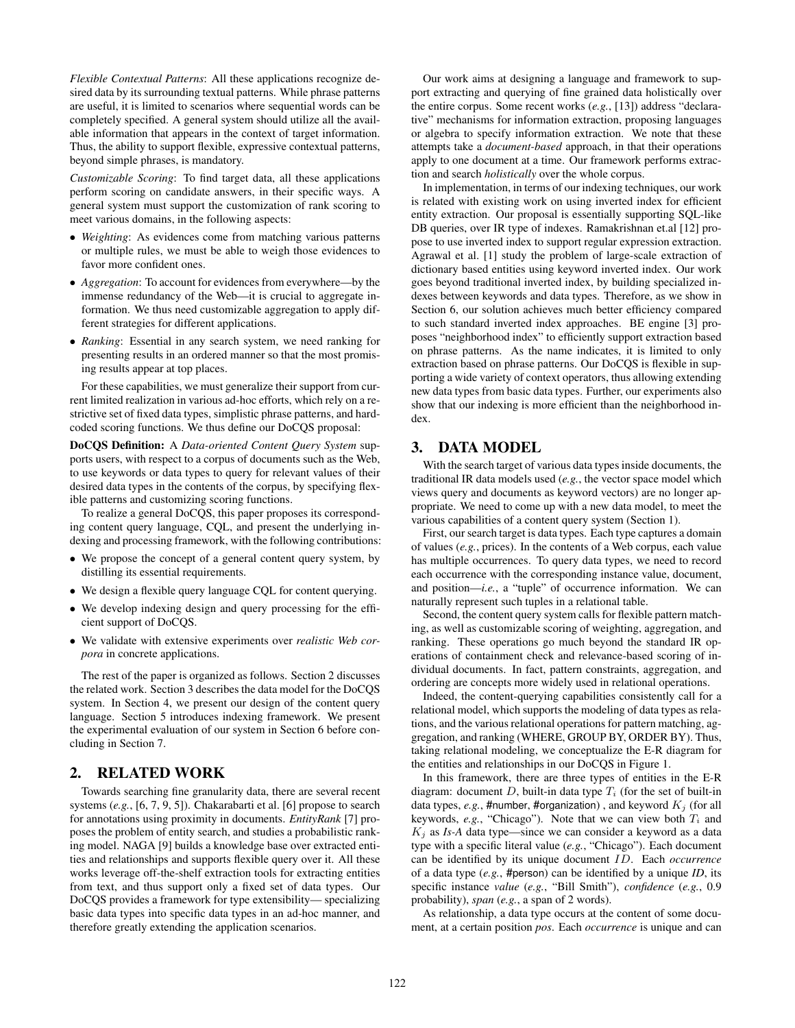*Flexible Contextual Patterns*: All these applications recognize desired data by its surrounding textual patterns. While phrase patterns are useful, it is limited to scenarios where sequential words can be completely specified. A general system should utilize all the available information that appears in the context of target information. Thus, the ability to support flexible, expressive contextual patterns, beyond simple phrases, is mandatory.

*Customizable Scoring*: To find target data, all these applications perform scoring on candidate answers, in their specific ways. A general system must support the customization of rank scoring to meet various domains, in the following aspects:

- *Weighting*: As evidences come from matching various patterns or multiple rules, we must be able to weigh those evidences to favor more confident ones.
- *Aggregation*: To account for evidences from everywhere—by the immense redundancy of the Web—it is crucial to aggregate information. We thus need customizable aggregation to apply different strategies for different applications.
- *Ranking*: Essential in any search system, we need ranking for presenting results in an ordered manner so that the most promising results appear at top places.

For these capabilities, we must generalize their support from current limited realization in various ad-hoc efforts, which rely on a restrictive set of fixed data types, simplistic phrase patterns, and hard-coded scoring functions. We thus define our DoCQS proposal:

**DoCQS Definition:** A *Data-oriented Content Query System* supports users, with respect to a corpus of documents such as the Web, to use keywords or data types to query for relevant values of their desired data types in the contents of the corpus, by specifying flexible patterns and customizing scoring functions.

To realize a general DoCQS, this paper proposes its corresponding content query language, CQL, and present the underlying indexing and processing framework, with the following contributions:

- We propose the concept of a general content query system, by distilling its essential requirements.
- We design a flexible query language CQL for content querying.
- We develop indexing design and query processing for the efficient support of DoCQS.
- We validate with extensive experiments over *realistic Web corpora* in concrete applications.

The rest of the paper is organized as follows. Section 2 discusses the related work. Section 3 describes the data model for the DoCQS system. In Section 4, we present our design of the content query language. Section 5 introduces indexing framework. We present the experimental evaluation of our system in Section 6 before concluding in Section 7.

## 2. RELATED WORK

Towards searching fine granularity data, there are several recent systems (*e.g.*, [6, 7, 9, 5]). Chakarabarti et al. [6] propose to search for annotations using proximity in documents. *EntityRank* [7] proposes the problem of entity search, and studies a probabilistic ranking model. NAGA [9] builds a knowledge base over extracted entities and relationships and supports flexible query over it. All these works leverage off-the-shelf extraction tools for extracting entities from text, and thus support only a fixed set of data types. Our DoCQS provides a framework for type extensibility— specializing basic data types into specific data types in an ad-hoc manner, and therefore greatly extending the application scenarios.

Our work aims at designing a language and framework to support extracting and querying of fine grained data holistically over the entire corpus. Some recent works (*e.g.*, [13]) address "declarative" mechanisms for information extraction, proposing languages or algebra to specify information extraction. We note that these attempts take a *document-based* approach, in that their operations apply to one document at a time. Our framework performs extraction and search *holistically* over the whole corpus.

In implementation, in terms of our indexing techniques, our work is related with existing work on using inverted index for efficient entity extraction. Our proposal is essentially supporting SQL-like DB queries, over IR type of indexes. Ramakrishnan et.al [12] propose to use inverted index to support regular expression extraction. Agrawal et al. [1] study the problem of large-scale extraction of dictionary based entities using keyword inverted index. Our work goes beyond traditional inverted index, by building specialized indexes between keywords and data types. Therefore, as we show in Section 6, our solution achieves much better efficiency compared to such standard inverted index approaches. BE engine [3] proposes "neighborhood index" to efficiently support extraction based on phrase patterns. As the name indicates, it is limited to only extraction based on phrase patterns. Our DoCQS is flexible in supporting a wide variety of context operators, thus allowing extending new data types from basic data types. Further, our experiments also show that our indexing is more efficient than the neighborhood index.

## 3. DATA MODEL

With the search target of various data types inside documents, the traditional IR data models used (*e.g.*, the vector space model which views query and documents as keyword vectors) are no longer appropriate. We need to come up with a new data model, to meet the various capabilities of a content query system (Section 1).

First, our search target is data types. Each type captures a domain of values (*e.g.*, prices). In the contents of a Web corpus, each value has multiple occurrences. To query data types, we need to record each occurrence with the corresponding instance value, document, and position—*i.e.*, a "tuple" of occurrence information. We can naturally represent such tuples in a relational table.

Second, the content query system calls for flexible pattern matching, as well as customizable scoring of weighting, aggregation, and ranking. These operations go much beyond the standard IR operations of containment check and relevance-based scoring of individual documents. In fact, pattern constraints, aggregation, and ordering are concepts more widely used in relational operations.

Indeed, the content-querying capabilities consistently call for a relational model, which supports the modeling of data types as relations, and the various relational operations for pattern matching, aggregation, and ranking (WHERE, GROUP BY, ORDER BY). Thus, taking relational modeling, we conceptualize the E-R diagram for the entities and relationships in our DoCQS in Figure 1.

In this framework, there are three types of entities in the E-R diagram: document $D$, built-in data type $T_i$ (for the set of built-in data types, *e.g.*, #number, #organization) , and keyword $K_j$ (for all keywords, *e.g.*, "Chicago"). Note that we can view both $T_i$ and $K_j$ as *Is-A* data type—since we can consider a keyword as a data type with a specific literal value (*e.g.*, "Chicago"). Each document can be identified by its unique document $ID$. Each *occurrence* of a data type (*e.g.*, #person) can be identified by a unique *ID*, its specific instance *value* (*e.g.*, "Bill Smith"), *confidence* (*e.g.*, 0.9 probability), *span* (*e.g.*, a span of 2 words).

As relationship, a data type occurs at the content of some document, at a certain position *pos*. Each *occurrence* is unique and can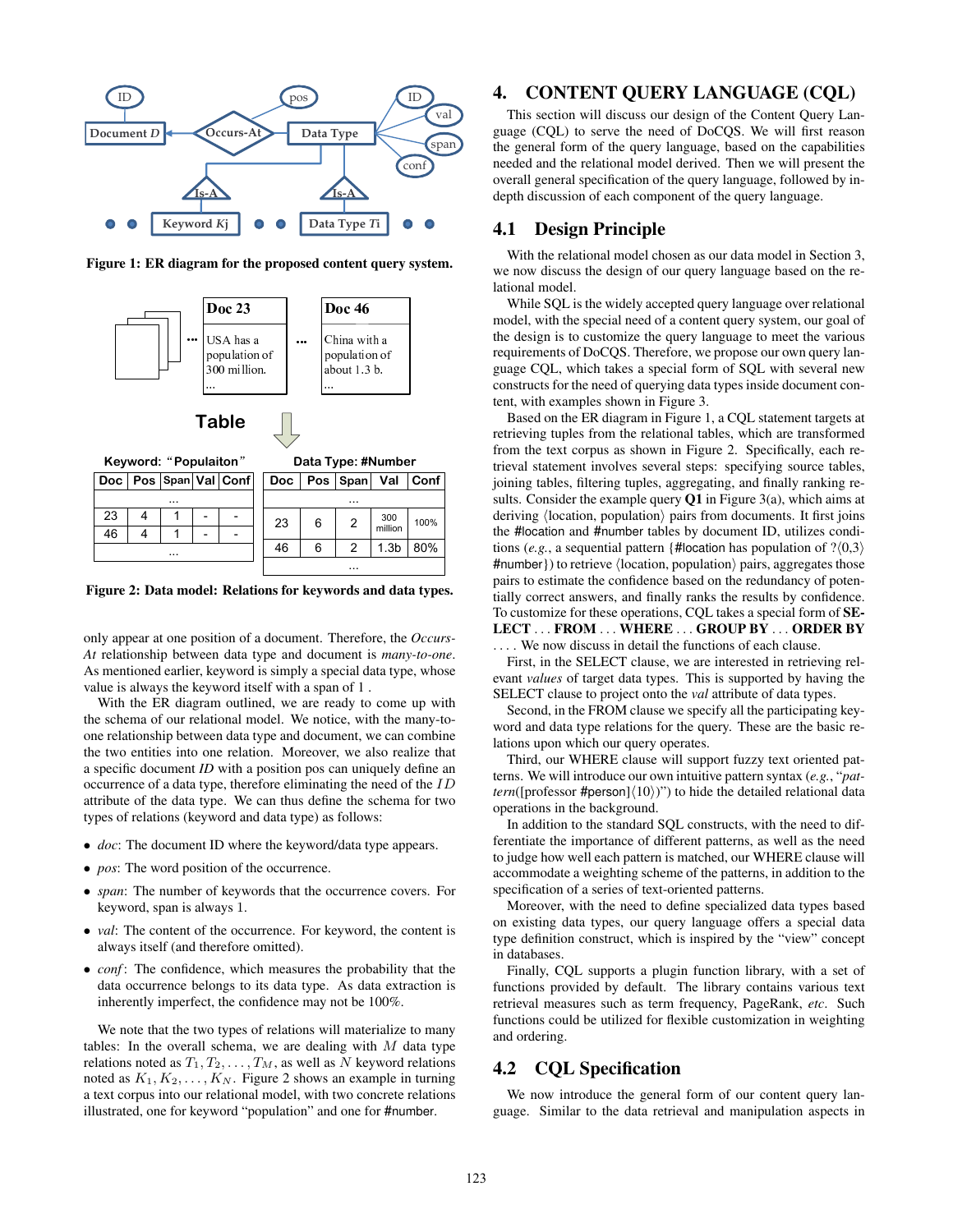Figure 1: ER diagram for the proposed content query system.

Figure 2: Data model: Relations for keywords and data types.

only appear at one position of a document. Therefore, the *Occurs-At* relationship between data type and document is *many-to-one*. As mentioned earlier, keyword is simply a special data type, whose value is always the keyword itself with a span of 1 .

With the ER diagram outlined, we are ready to come up with the schema of our relational model. We notice, with the many-to-one relationship between data type and document, we can combine the two entities into one relation. Moreover, we also realize that a specific document *ID* with a position pos can uniquely define an occurrence of a data type, therefore eliminating the need of the $ID$ attribute of the data type. We can thus define the schema for two types of relations (keyword and data type) as follows:

- *doc*: The document ID where the keyword/data type appears.
- *pos*: The word position of the occurrence.
- *span*: The number of keywords that the occurrence covers. For keyword, span is always 1.
- *val*: The content of the occurrence. For keyword, the content is always itself (and therefore omitted).
- *conf*: The confidence, which measures the probability that the data occurrence belongs to its data type. As data extraction is inherently imperfect, the confidence may not be 100%.

We note that the two types of relations will materialize to many tables: In the overall schema, we are dealing with $M$ data type relations noted as $T_1, T_2, \ldots, T_M$, as well as $N$ keyword relations noted as $K_1, K_2, \ldots, K_N$. Figure 2 shows an example in turning a text corpus into our relational model, with two concrete relations illustrated, one for keyword "population" and one for #number.

## 4. CONTENT QUERY LANGUAGE (CQL)

This section will discuss our design of the Content Query Language (CQL) to serve the need of DoCQS. We will first reason the general form of the query language, based on the capabilities needed and the relational model derived. Then we will present the overall general specification of the query language, followed by in-depth discussion of each component of the query language.

### 4.1 Design Principle

With the relational model chosen as our data model in Section 3, we now discuss the design of our query language based on the relational model.

While SQL is the widely accepted query language over relational model, with the special need of a content query system, our goal of the design is to customize the query language to meet the various requirements of DoCQS. Therefore, we propose our own query language CQL, which takes a special form of SQL with several new constructs for the need of querying data types inside document content, with examples shown in Figure 3.

Based on the ER diagram in Figure 1, a CQL statement targets at retrieving tuples from the relational tables, which are transformed from the text corpus as shown in Figure 2. Specifically, each retrieval statement involves several steps: specifying source tables, joining tables, filtering tuples, aggregating, and finally ranking results. Consider the example query **Q1** in Figure 3(a), which aims at deriving ⟨location, population⟩ pairs from documents. It first joins the #location and #number tables by document ID, utilizes conditions (*e.g.*, a sequential pattern {#location has population of ?⟨0,3⟩ #number}) to retrieve ⟨location, population⟩ pairs, aggregates those pairs to estimate the confidence based on the redundancy of potentially correct answers, and finally ranks the results by confidence. To customize for these operations, CQL takes a special form of **SELECT** ... **FROM** ... **WHERE** ... **GROUP BY** ... **ORDER BY** .... We now discuss in detail the functions of each clause.

First, in the SELECT clause, we are interested in retrieving relevant *values* of target data types. This is supported by having the SELECT clause to project onto the *val* attribute of data types.

Second, in the FROM clause we specify all the participating keyword and data type relations for the query. These are the basic relations upon which our query operates.

Third, our WHERE clause will support fuzzy text oriented patterns. We will introduce our own intuitive pattern syntax (*e.g.*, "*pattern*([professor #person]⟨10⟩)") to hide the detailed relational data operations in the background.

In addition to the standard SQL constructs, with the need to differentiate the importance of different patterns, as well as the need to judge how well each pattern is matched, our WHERE clause will accommodate a weighting scheme of the patterns, in addition to the specification of a series of text-oriented patterns.

Moreover, with the need to define specialized data types based on existing data types, our query language offers a special data type definition construct, which is inspired by the "view" concept in databases.

Finally, CQL supports a plugin function library, with a set of functions provided by default. The library contains various text retrieval measures such as term frequency, PageRank, *etc.* Such functions could be utilized for flexible customization in weighting and ordering.

### 4.2 CQL Specification

We now introduce the general form of our content query language. Similar to the data retrieval and manipulation aspects in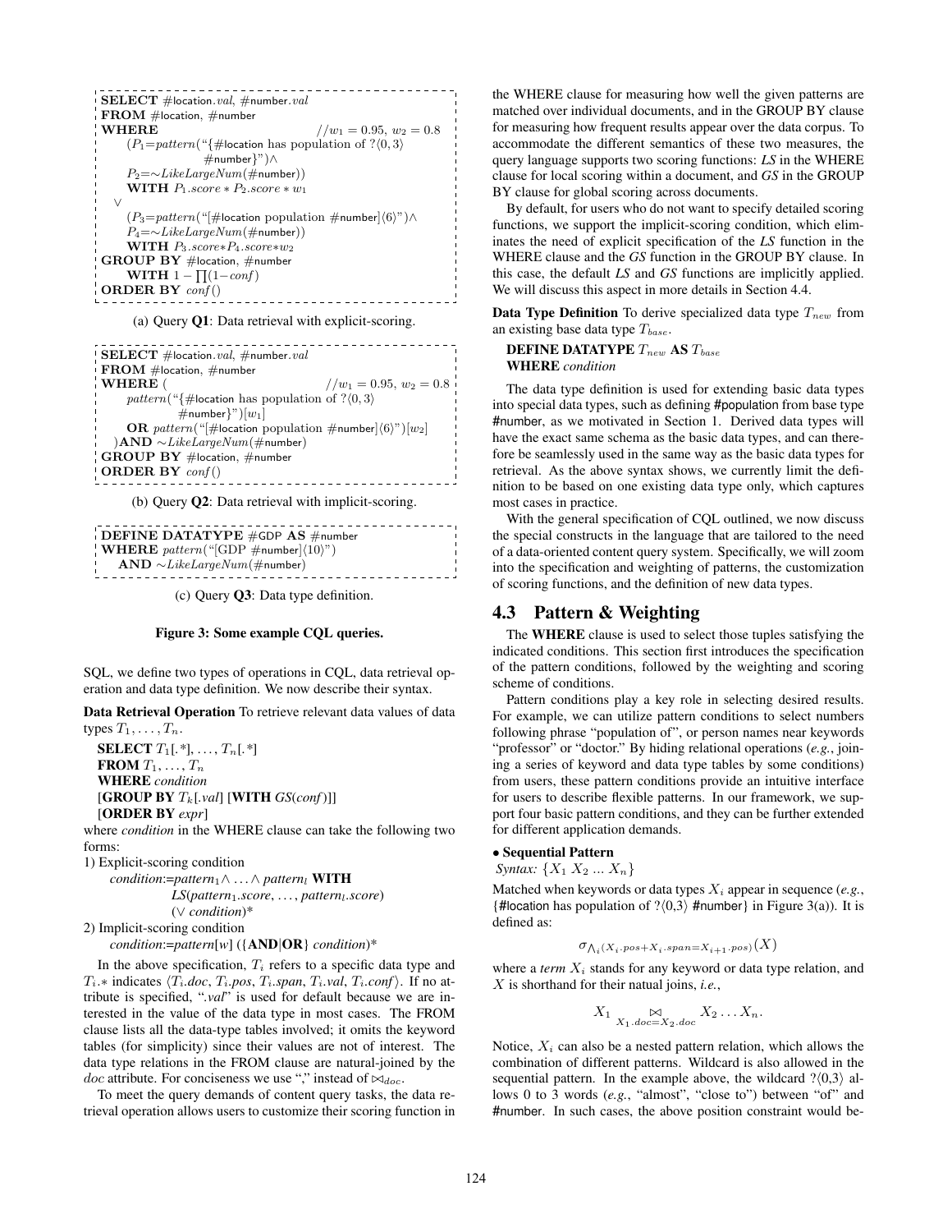```
SELECT #location.val, #number.val
FROM #location, #number
WHERE                                          //w1 = 0.95, w2 = 0.8
    (P1=pattern("{#location has population of ?⟨0,3⟩
                #number}")∧
    P2=∼LikeLargeNum(#number))
    WITH P1.score * P2.score * w1
  ∨
    (P3=pattern("[#location population #number]⟨6⟩")∧
    P4=∼LikeLargeNum(#number))
    WITH P3.score*P4.score*w2
GROUP BY #location, #number
    WITH 1 − ∏(1−conf)
ORDER BY conf()
```

(a) Query **Q1**: Data retrieval with explicit-scoring.

```
SELECT #location.val, #number.val
FROM #location, #number
WHERE (                                        //w1 = 0.95, w2 = 0.8
    pattern("{#location has population of ?⟨0,3⟩
            #number}")[w1]
    OR pattern("[#location population #number]⟨6⟩")[w2]
  )AND ∼LikeLargeNum(#number)
GROUP BY #location, #number
ORDER BY conf()
```

(b) Query **Q2**: Data retrieval with implicit-scoring.

```
DEFINE DATATYPE #GDP AS #number
WHERE pattern("[GDP #number]⟨10⟩")
  AND ∼LikeLargeNum(#number)
```

(c) Query **Q3**: Data type definition.

**Figure 3: Some example CQL queries.**

SQL, we define two types of operations in CQL, data retrieval operation and data type definition. We now describe their syntax.

**Data Retrieval Operation** To retrieve relevant data values of data types $T_1, \ldots, T_n$.

**SELECT** $T_1$[.*], ..., $T_n$[.*]
**FROM** $T_1, \ldots, T_n$
**WHERE** *condition*
[**GROUP BY** $T_k$[*.val*] [**WITH** *GS*(*conf*)]]
[**ORDER BY** *expr*]

where *condition* in the WHERE clause can take the following two forms:

1) Explicit-scoring condition
*condition*:=*pattern*$_1$∧ ... ∧ *pattern*$_l$ **WITH** *LS*(*pattern*$_1$*.score*, ..., *pattern*$_l$*.score*) (∨ *condition*)*

2) Implicit-scoring condition
*condition*:=*pattern*[*w*] ({**AND**|**OR**} *condition*)*

In the above specification, $T_i$ refers to a specific data type and $T_i.*$ indicates $\langle T_i.doc, T_i.pos, T_i.span, T_i.val, T_i.conf\rangle$. If no attribute is specified, "*.val*" is used for default because we are interested in the value of the data type in most cases. The FROM clause lists all the data-type tables involved; it omits the keyword tables (for simplicity) since their values are not of interest. The data type relations in the FROM clause are natural-joined by the *doc* attribute. For conciseness we use "," instead of $\bowtie_{doc}$.

To meet the query demands of content query tasks, the data retrieval operation allows users to customize their scoring function in the WHERE clause for measuring how well the given patterns are matched over individual documents, and in the GROUP BY clause for measuring how frequent results appear over the data corpus. To accommodate the different semantics of these two measures, the query language supports two scoring functions: *LS* in the WHERE clause for local scoring within a document, and *GS* in the GROUP BY clause for global scoring across documents.

By default, for users who do not want to specify detailed scoring functions, we support the implicit-scoring condition, which eliminates the need of explicit specification of the *LS* function in the WHERE clause and the *GS* function in the GROUP BY clause. In this case, the default *LS* and *GS* functions are implicitly applied. We will discuss this aspect in more details in Section 4.4.

**Data Type Definition** To derive specialized data type $T_{new}$ from an existing base data type $T_{base}$.

**DEFINE DATATYPE** $T_{new}$ **AS** $T_{base}$
**WHERE** *condition*

The data type definition is used for extending basic data types into special data types, such as defining #population from base type #number, as we motivated in Section 1. Derived data types will have the exact same schema as the basic data types, and can therefore be seamlessly used in the same way as the basic data types for retrieval. As the above syntax shows, we currently limit the definition to be based on one existing data type only, which captures most cases in practice.

With the general specification of CQL outlined, we now discuss the special constructs in the language that are tailored to the need of a data-oriented content query system. Specifically, we will zoom into the specification and weighting of patterns, the customization of scoring functions, and the definition of new data types.

## 4.3 Pattern & Weighting

The **WHERE** clause is used to select those tuples satisfying the indicated conditions. This section first introduces the specification of the pattern conditions, followed by the weighting and scoring scheme of conditions.

Pattern conditions play a key role in selecting desired results. For example, we can utilize pattern conditions to select numbers following phrase "population of", or person names near keywords "professor" or "doctor." By hiding relational operations (*e.g.*, joining a series of keyword and data type tables by some conditions) from users, these pattern conditions provide an intuitive interface for users to describe flexible patterns. In our framework, we support four basic pattern conditions, and they can be further extended for different application demands.

**• Sequential Pattern**

*Syntax:* $\{X_1\ X_2\ \ldots\ X_n\}$

Matched when keywords or data types $X_i$ appear in sequence (*e.g.*, {#location has population of ?⟨0,3⟩ #number} in Figure 3(a)). It is defined as:

$$\sigma_{\bigwedge_i (X_i.pos + X_i.span = X_{i+1}.pos)}(X)$$

where a *term* $X_i$ stands for any keyword or data type relation, and $X$ is shorthand for their natual joins, *i.e.*,

$$X_1 \underset{X_1.doc = X_2.doc}{\bowtie} X_2 \ldots X_n.$$

Notice, $X_i$ can also be a nested pattern relation, which allows the combination of different patterns. Wildcard is also allowed in the sequential pattern. In the example above, the wildcard ?⟨0,3⟩ allows 0 to 3 words (*e.g.*, "almost", "close to") between "of" and #number. In such cases, the above position constraint would be-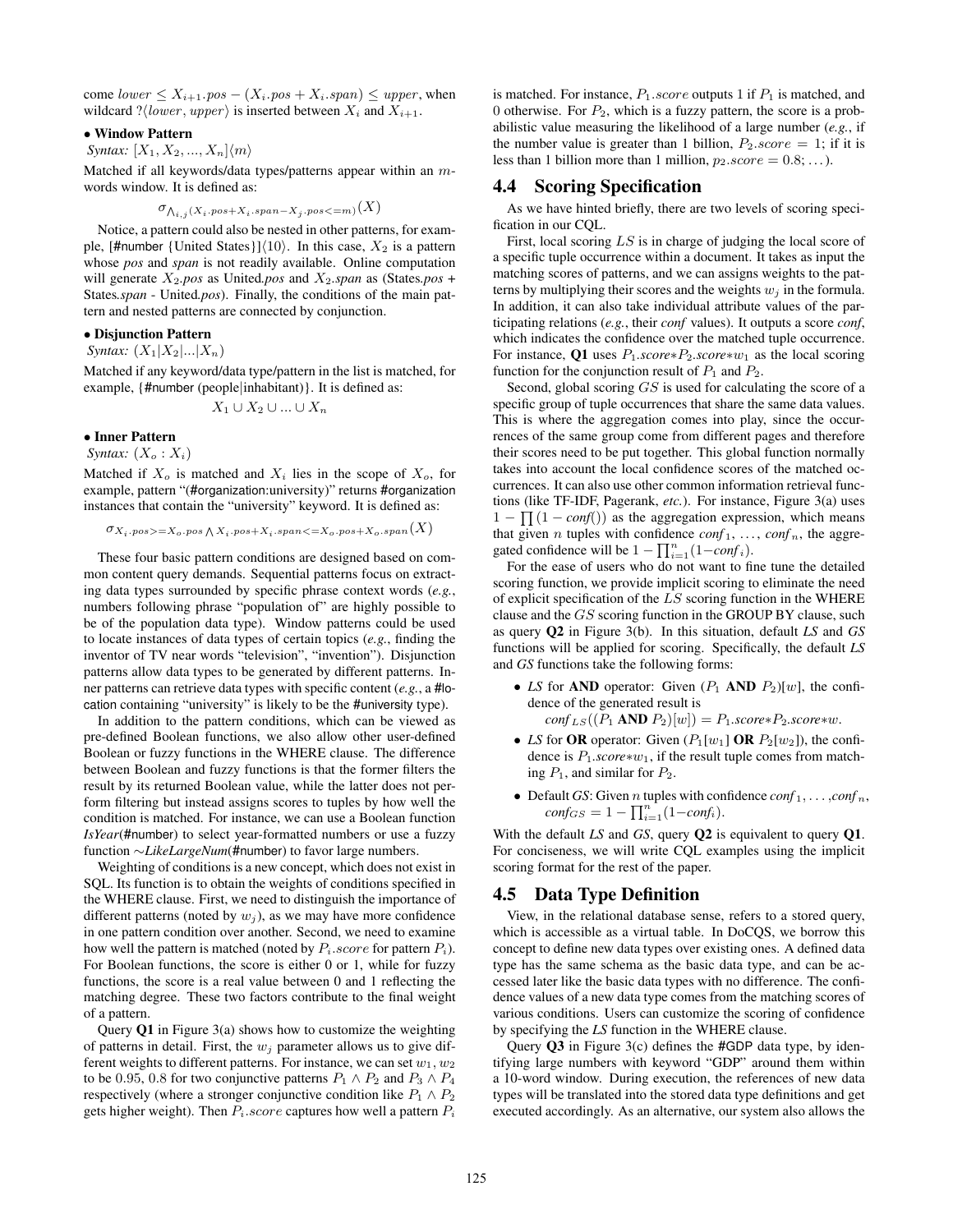come $lower \leq X_{i+1}.pos - (X_i.pos + X_i.span) \leq upper$, when wildcard $?\langle lower, upper\rangle$ is inserted between $X_i$ and $X_{i+1}$.

**• Window Pattern**

*Syntax:* $[X_1, X_2, ..., X_n]\langle m\rangle$

Matched if all keywords/data types/patterns appear within an $m$-words window. It is defined as:

$$\sigma_{\bigwedge_{i,j}(X_i.pos+X_i.span-X_j.pos<=m)}(X)$$

Notice, a pattern could also be nested in other patterns, for example, [#number {United States}]⟨10⟩. In this case, $X_2$ is a pattern whose *pos* and *span* is not readily available. Online computation will generate $X_2$.*pos* as United.*pos* and $X_2$.*span* as (States.*pos* + States.*span* - United.*pos*). Finally, the conditions of the main pattern and nested patterns are connected by conjunction.

**• Disjunction Pattern**

*Syntax:* $(X_1|X_2|...|X_n)$

Matched if any keyword/data type/pattern in the list is matched, for example, {#number (people|inhabitant)}. It is defined as:

$$X_1 \cup X_2 \cup ... \cup X_n$$

**• Inner Pattern**

*Syntax:* $(X_o : X_i)$

Matched if $X_o$ is matched and $X_i$ lies in the scope of $X_o$, for example, pattern "(#organization:university)" returns #organization instances that contain the "university" keyword. It is defined as:

$$\sigma_{X_i.pos>=X_o.pos \bigwedge X_i.pos+X_i.span<=X_o.pos+X_o.span}(X)$$

These four basic pattern conditions are designed based on common content query demands. Sequential patterns focus on extracting data types surrounded by specific phrase context words (*e.g.*, numbers following phrase "population of" are highly possible to be of the population data type). Window patterns could be used to locate instances of data types of certain topics (*e.g.*, finding the inventor of TV near words "television", "invention"). Disjunction patterns allow data types to be generated by different patterns. Inner patterns can retrieve data types with specific content (*e.g.*, a #location containing "university" is likely to be the #university type).

In addition to the pattern conditions, which can be viewed as pre-defined Boolean functions, we also allow other user-defined Boolean or fuzzy functions in the WHERE clause. The difference between Boolean and fuzzy functions is that the former filters the result by its returned Boolean value, while the latter does not perform filtering but instead assigns scores to tuples by how well the condition is matched. For instance, we can use a Boolean function *IsYear*(#number) to select year-formatted numbers or use a fuzzy function ∼*LikeLargeNum*(#number) to favor large numbers.

Weighting of conditions is a new concept, which does not exist in SQL. Its function is to obtain the weights of conditions specified in the WHERE clause. First, we need to distinguish the importance of different patterns (noted by $w_j$), as we may have more confidence in one pattern condition over another. Second, we need to examine how well the pattern is matched (noted by $P_i.score$ for pattern $P_i$). For Boolean functions, the score is either 0 or 1, while for fuzzy functions, the score is a real value between 0 and 1 reflecting the matching degree. These two factors contribute to the final weight of a pattern.

Query **Q1** in Figure 3(a) shows how to customize the weighting of patterns in detail. First, the $w_j$ parameter allows us to give different weights to different patterns. For instance, we can set $w_1$, $w_2$ to be 0.95, 0.8 for two conjunctive patterns $P_1 \wedge P_2$ and $P_3 \wedge P_4$ respectively (where a stronger conjunctive condition like $P_1 \wedge P_2$ gets higher weight). Then $P_i.score$ captures how well a pattern $P_i$ is matched. For instance, $P_1.score$ outputs 1 if $P_1$ is matched, and 0 otherwise. For $P_2$, which is a fuzzy pattern, the score is a probabilistic value measuring the likelihood of a large number (*e.g.*, if the number value is greater than 1 billion, $P_2.score = 1$; if it is less than 1 billion more than 1 million, $p_2.score = 0.8$; ...).

## 4.4 Scoring Specification

As we have hinted briefly, there are two levels of scoring specification in our CQL.

First, local scoring $LS$ is in charge of judging the local score of a specific tuple occurrence within a document. It takes as input the matching scores of patterns, and we can assigns weights to the patterns by multiplying their scores and the weights $w_j$ in the formula. In addition, it can also take individual attribute values of the participating relations (*e.g.*, their *conf* values). It outputs a score *conf*, which indicates the confidence over the matched tuple occurrence. For instance, **Q1** uses $P_1.score{*}P_2.score{*}w_1$ as the local scoring function for the conjunction result of $P_1$ and $P_2$.

Second, global scoring $GS$ is used for calculating the score of a specific group of tuple occurrences that share the same data values. This is where the aggregation comes into play, since the occurrences of the same group come from different pages and therefore their scores need to be put together. This global function normally takes into account the local confidence scores of the matched occurrences. It can also use other common information retrieval functions (like TF-IDF, Pagerank, *etc.*). For instance, Figure 3(a) uses $1 - \prod(1 - conf())$ as the aggregation expression, which means that given $n$ tuples with confidence $conf_1$, ..., $conf_n$, the aggregated confidence will be $1 - \prod_{i=1}^{n}(1 - conf_i)$.

For the ease of users who do not want to fine tune the detailed scoring function, we provide implicit scoring to eliminate the need of explicit specification of the $LS$ scoring function in the WHERE clause and the $GS$ scoring function in the GROUP BY clause, such as query **Q2** in Figure 3(b). In this situation, default *LS* and *GS* functions will be applied for scoring. Specifically, the default *LS* and *GS* functions take the following forms:

- *LS* for **AND** operator: Given ($P_1$ **AND** $P_2$)[$w$], the confidence of the generated result is $conf_{LS}((P_1 \textbf{ AND } P_2)[w]) = P_1.score{*}P_2.score{*}w$.
- *LS* for **OR** operator: Given ($P_1[w_1]$ **OR** $P_2[w_2]$), the confidence is $P_1.score{*}w_1$, if the result tuple comes from matching $P_1$, and similar for $P_2$.
- Default *GS*: Given $n$ tuples with confidence $conf_1, \ldots, conf_n$, $conf_{GS} = 1 - \prod_{i=1}^{n}(1 - conf_i)$.

With the default *LS* and *GS*, query **Q2** is equivalent to query **Q1**. For conciseness, we will write CQL examples using the implicit scoring format for the rest of the paper.

## 4.5 Data Type Definition

View, in the relational database sense, refers to a stored query, which is accessible as a virtual table. In DoCQS, we borrow this concept to define new data types over existing ones. A defined data type has the same schema as the basic data type, and can be accessed later like the basic data types with no difference. The confidence values of a new data type comes from the matching scores of various conditions. Users can customize the scoring of confidence by specifying the *LS* function in the WHERE clause.

Query **Q3** in Figure 3(c) defines the #GDP data type, by identifying large numbers with keyword "GDP" around them within a 10-word window. During execution, the references of new data types will be translated into the stored data type definitions and get executed accordingly. As an alternative, our system also allows the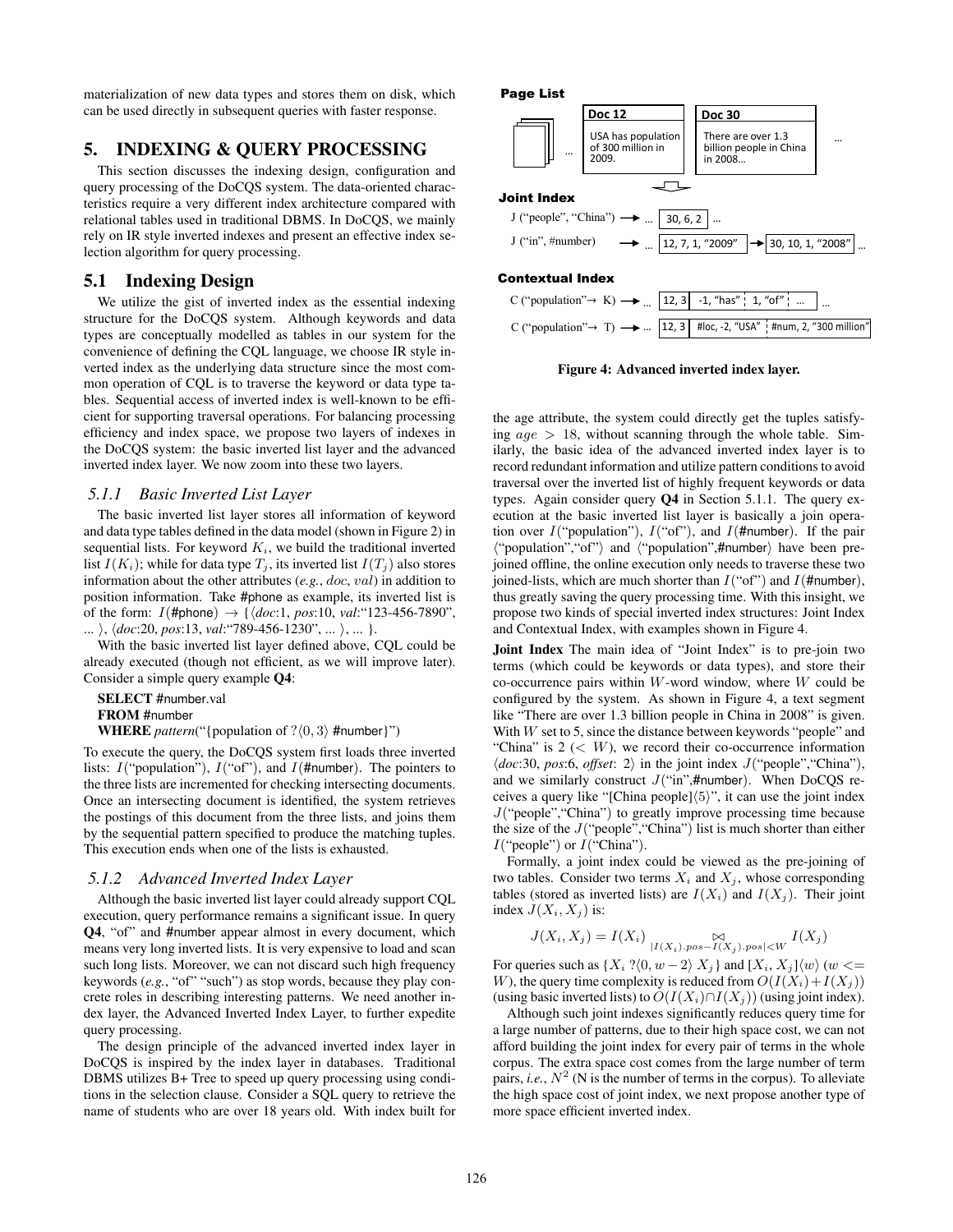materialization of new data types and stores them on disk, which can be used directly in subsequent queries with faster response.

## 5. INDEXING & QUERY PROCESSING

This section discusses the indexing design, configuration and query processing of the DoCQS system. The data-oriented characteristics require a very different index architecture compared with relational tables used in traditional DBMS. In DoCQS, we mainly rely on IR style inverted indexes and present an effective index selection algorithm for query processing.

### 5.1 Indexing Design

We utilize the gist of inverted index as the essential indexing structure for the DoCQS system. Although keywords and data types are conceptually modelled as tables in our system for the convenience of defining the CQL language, we choose IR style inverted index as the underlying data structure since the most common operation of CQL is to traverse the keyword or data type tables. Sequential access of inverted index is well-known to be efficient for supporting traversal operations. For balancing processing efficiency and index space, we propose two layers of indexes in the DoCQS system: the basic inverted list layer and the advanced inverted index layer. We now zoom into these two layers.

#### 5.1.1 Basic Inverted List Layer

The basic inverted list layer stores all information of keyword and data type tables defined in the data model (shown in Figure 2) in sequential lists. For keyword $K_i$, we build the traditional inverted list $I(K_i)$; while for data type $T_j$, its inverted list $I(T_j)$ also stores information about the other attributes (*e.g.*, $doc$, $val$) in addition to position information. Take #phone as example, its inverted list is of the form: $I$(#phone) → {⟨*doc*:1, *pos*:10, *val*:"123-456-7890", ... ⟩, ⟨*doc*:20, *pos*:13, *val*:"789-456-1230", ... ⟩, ... }.

With the basic inverted list layer defined above, CQL could be already executed (though not efficient, as we will improve later). Consider a simple query example **Q4**:

**SELECT** #number.val
**FROM** #number
**WHERE** *pattern*("{population of ?⟨0, 3⟩ #number}")

To execute the query, the DoCQS system first loads three inverted lists: $I$("population"), $I$("of"), and $I$(#number). The pointers to the three lists are incremented for checking intersecting documents. Once an intersecting document is identified, the system retrieves the postings of this document from the three lists, and joins them by the sequential pattern specified to produce the matching tuples. This execution ends when one of the lists is exhausted.

#### 5.1.2 Advanced Inverted Index Layer

Although the basic inverted list layer could already support CQL execution, query performance remains a significant issue. In query **Q4**, "of" and #number appear almost in every document, which means very long inverted lists. It is very expensive to load and scan such long lists. Moreover, we can not discard such high frequency keywords (*e.g.*, "of" "such") as stop words, because they play concrete roles in describing interesting patterns. We need another index layer, the Advanced Inverted Index Layer, to further expedite query processing.

The design principle of the advanced inverted index layer in DoCQS is inspired by the index layer in databases. Traditional DBMS utilizes B+ Tree to speed up query processing using conditions in the selection clause. Consider a SQL query to retrieve the name of students who are over 18 years old. With index built for the age attribute, the system could directly get the tuples satisfying $age > 18$, without scanning through the whole table. Similarly, the basic idea of the advanced inverted index layer is to record redundant information and utilize pattern conditions to avoid traversal over the inverted list of highly frequent keywords or data types. Again consider query **Q4** in Section 5.1.1. The query execution at the basic inverted list layer is basically a join operation over $I$("population"), $I$("of"), and $I$(#number). If the pair ⟨"population","of"⟩ and ⟨"population",#number⟩ have been prejoined offline, the online execution only needs to traverse these two joined-lists, which are much shorter than $I$("of") and $I$(#number), thus greatly saving the query processing time. With this insight, we propose two kinds of special inverted index structures: Joint Index and Contextual Index, with examples shown in Figure 4.

**Page List**

| Doc 12 | Doc 30 |
|---|---|
| USA has population of 300 million in 2009. | There are over 1.3 billion people in China in 2008... |

**Joint Index**

J ("people", "China") → ... [30, 6, 2] ...

J ("in", #number) → ... [12, 7, 1, "2009"] → [30, 10, 1, "2008"] ...

**Contextual Index**

C ("population"→ K) → ... [12, 3 | -1, "has" ¦ 1, "of" ¦ ...] ...

C ("population"→ T) → ... [12, 3 | #loc, -2, "USA" ¦ #num, 2, "300 million"]

**Figure 4: Advanced inverted index layer.**

**Joint Index** The main idea of "Joint Index" is to pre-join two terms (which could be keywords or data types), and store their co-occurrence pairs within $W$-word window, where $W$ could be configured by the system. As shown in Figure 4, a text segment like "There are over 1.3 billion people in China in 2008" is given. With $W$ set to 5, since the distance between keywords "people" and "China" is 2 ($< W$), we record their co-occurrence information ⟨*doc*:30, *pos*:6, *offset*: 2⟩ in the joint index $J$("people","China"), and we similarly construct $J$("in",#number). When DoCQS receives a query like "[China people]⟨5⟩", it can use the joint index $J$("people","China") to greatly improve processing time because the size of the $J$("people","China") list is much shorter than either $I$("people") or $I$("China").

Formally, a joint index could be viewed as the pre-joining of two tables. Consider two terms $X_i$ and $X_j$, whose corresponding tables (stored as inverted lists) are $I(X_i)$ and $I(X_j)$. Their joint index $J(X_i, X_j)$ is:

$$J(X_i, X_j) = I(X_i) \underset{|I(X_i).pos - I(X_j).pos| < W}{\bowtie} I(X_j)$$

For queries such as $\{X_i\ ?\langle 0, w-2\rangle\ X_j\}$ and $[X_i, X_j]\langle w\rangle$ ($w <= W$), the query time complexity is reduced from $O(I(X_i)+I(X_j))$ (using basic inverted lists) to $O(I(X_i) \cap I(X_j))$ (using joint index).

Although such joint indexes significantly reduces query time for a large number of patterns, due to their high space cost, we can not afford building the joint index for every pair of terms in the whole corpus. The extra space cost comes from the large number of term pairs, *i.e.*, $N^2$ (N is the number of terms in the corpus). To alleviate the high space cost of joint index, we next propose another type of more space efficient inverted index.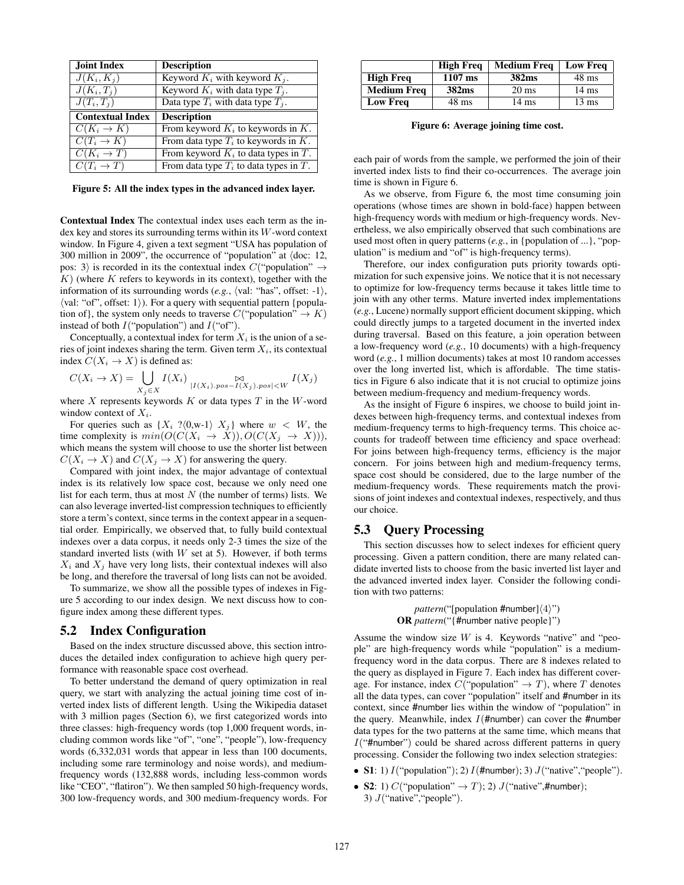| Joint Index | Description |
| --- | --- |
| $J(K_i, K_j)$ | Keyword $K_i$ with keyword $K_j$. |
| $J(K_i, T_j)$ | Keyword $K_i$ with data type $T_j$. |
| $J(T_i, T_j)$ | Data type $T_i$ with data type $T_j$. |
| **Contextual Index** | **Description** |
| $C(K_i \rightarrow K)$ | From keyword $K_i$ to keywords in $K$. |
| $C(T_i \rightarrow K)$ | From data type $T_i$ to keywords in $K$. |
| $C(K_i \rightarrow T)$ | From keyword $K_i$ to data types in $T$. |
| $C(T_i \rightarrow T)$ | From data type $T_i$ to data types in $T$. |

**Figure 5: All the index types in the advanced index layer.**

**Contextual Index** The contextual index uses each term as the index key and stores its surrounding terms within its $W$-word context window. In Figure 4, given a text segment "USA has population of 300 million in 2009", the occurrence of "population" at ⟨doc: 12, pos: 3⟩ is recorded in its the contextual index $C(\text{"population"} \rightarrow K)$ (where $K$ refers to keywords in its context), together with the information of its surrounding words (*e.g.*, ⟨val: "has", offset: -1⟩, ⟨val: "of", offset: 1⟩). For a query with sequential pattern {population of}, the system only needs to traverse $C(\text{"population"} \rightarrow K)$ instead of both $I(\text{"population"})$ and $I(\text{"of"})$.

Conceptually, a contextual index for term $X_i$ is the union of a series of joint indexes sharing the term. Given term $X_i$, its contextual index $C(X_i \rightarrow X)$ is defined as:

$$C(X_i \rightarrow X) = \bigcup_{X_j \in X} I(X_i) \underset{|I(X_i).pos - I(X_j).pos| < W}{\bowtie} I(X_j)$$

where $X$ represents keywords $K$ or data types $T$ in the $W$-word window context of $X_i$.

For queries such as $\{X_i \ ?\langle 0,\text{w-1}\rangle \ X_j\}$ where $w < W$, the time complexity is $min(O(C(X_i \rightarrow X)), O(C(X_j \rightarrow X)))$, which means the system will choose to use the shorter list between $C(X_i \rightarrow X)$ and $C(X_j \rightarrow X)$ for answering the query.

Compared with joint index, the major advantage of contextual index is its relatively low space cost, because we only need one list for each term, thus at most $N$ (the number of terms) lists. We can also leverage inverted-list compression techniques to efficiently store a term's context, since terms in the context appear in a sequential order. Empirically, we observed that, to fully build contextual indexes over a data corpus, it needs only 2-3 times the size of the standard inverted lists (with $W$ set at 5). However, if both terms $X_i$ and $X_j$ have very long lists, their contextual indexes will also be long, and therefore the traversal of long lists can not be avoided.

To summarize, we show all the possible types of indexes in Figure 5 according to our index design. We next discuss how to configure index among these different types.

## 5.2 Index Configuration

Based on the index structure discussed above, this section introduces the detailed index configuration to achieve high query performance with reasonable space cost overhead.

To better understand the demand of query optimization in real query, we start with analyzing the actual joining time cost of inverted index lists of different length. Using the Wikipedia dataset with 3 million pages (Section 6), we first categorized words into three classes: high-frequency words (top 1,000 frequent words, including common words like "of", "one", "people"), low-frequency words (6,332,031 words that appear in less than 100 documents, including some rare terminology and noise words), and medium-frequency words (132,888 words, including less-common words like "CEO", "flatiron"). We then sampled 50 high-frequency words, 300 low-frequency words, and 300 medium-frequency words. For each pair of words from the sample, we performed the join of their inverted index lists to find their co-occurrences. The average join time is shown in Figure 6.

|  | High Freq | Medium Freq | Low Freq |
| --- | --- | --- | --- |
| **High Freq** | **1107 ms** | **382ms** | 48 ms |
| **Medium Freq** | **382ms** | 20 ms | 14 ms |
| **Low Freq** | 48 ms | 14 ms | 13 ms |

**Figure 6: Average joining time cost.**

As we observe, from Figure 6, the most time consuming join operations (whose times are shown in bold-face) happen between high-frequency words with medium or high-frequency words. Nevertheless, we also empirically observed that such combinations are used most often in query patterns (*e.g.*, in {population of ...}, "population" is medium and "of" is high-frequency terms).

Therefore, our index configuration puts priority towards optimization for such expensive joins. We notice that it is not necessary to optimize for low-frequency terms because it takes little time to join with any other terms. Mature inverted index implementations (*e.g.*, Lucene) normally support efficient document skipping, which could directly jumps to a targeted document in the inverted index during traversal. Based on this feature, a join operation between a low-frequency word (*e.g.*, 10 documents) with a high-frequency word (*e.g.*, 1 million documents) takes at most 10 random accesses over the long inverted list, which is affordable. The time statistics in Figure 6 also indicate that it is not crucial to optimize joins between medium-frequency and medium-frequency words.

As the insight of Figure 6 inspires, we choose to build joint indexes between high-frequency terms, and contextual indexes from medium-frequency terms to high-frequency terms. This choice accounts for tradeoff between time efficiency and space overhead: For joins between high-frequency terms, efficiency is the major concern. For joins between high and medium-frequency terms, space cost should be considered, due to the large number of the medium-frequency words. These requirements match the provisions of joint indexes and contextual indexes, respectively, and thus our choice.

## 5.3 Query Processing

This section discusses how to select indexes for efficient query processing. Given a pattern condition, there are many related candidate inverted lists to choose from the basic inverted list layer and the advanced inverted index layer. Consider the following condition with two patterns:

*pattern*("[population #number]⟨4⟩")
**OR** *pattern*("{#number native people}")

Assume the window size $W$ is 4. Keywords "native" and "people" are high-frequency words while "population" is a medium-frequency word in the data corpus. There are 8 indexes related to the query as displayed in Figure 7. Each index has different coverage. For instance, index $C(\text{"population"} \rightarrow T)$, where $T$ denotes all the data types, can cover "population" itself and #number in its context, since #number lies within the window of "population" in the query. Meanwhile, index $I(\text{\#number})$ can cover the #number data types for the two patterns at the same time, which means that $I(\text{"\#number"})$ could be shared across different patterns in query processing. Consider the following two index selection strategies:

- **S1**: 1) $I(\text{"population"})$; 2) $I(\text{\#number})$; 3) $J(\text{"native"},\text{"people"})$.
- **S2**: 1) $C(\text{"population"} \rightarrow T)$; 2) $J(\text{"native"},\text{\#number})$;
  3) $J(\text{"native"},\text{"people"})$.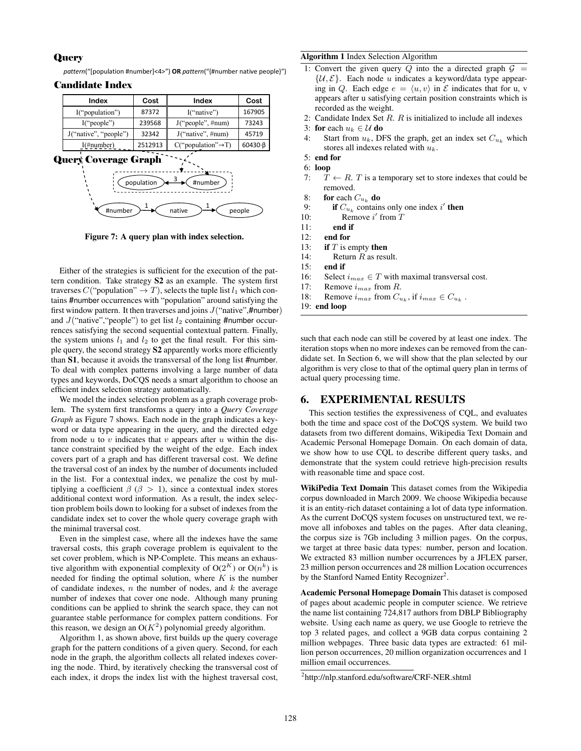**Query**

*pattern*("[population #number]<4>") **OR** *pattern*("{#number native people}")

**Candidate Index**

| Index | Cost | Index | Cost |
|---|---|---|---|
| I("population") | 87372 | I("native") | 167905 |
| I("people") | 239568 | J("people", #num) | 73243 |
| J("native", "people") | 32342 | J("native", #num) | 45719 |
| I(#number) | 2512913 | C("population"→T) | 60430·β |

**Query Coverage Graph**

Figure 7: A query plan with index selection.

Either of the strategies is sufficient for the execution of the pattern condition. Take strategy **S2** as an example. The system first traverses $C(\text{"population"} \rightarrow T)$, selects the tuple list $l_1$ which contains #number occurrences with "population" around satisfying the first window pattern. It then traverses and joins $J$("native",#number) and $J$("native","people") to get list $l_2$ containing #number occurrences satisfying the second sequential contextual pattern. Finally, the system unions $l_1$ and $l_2$ to get the final result. For this simple query, the second strategy **S2** apparently works more efficiently than **S1**, because it avoids the transversal of the long list #number. To deal with complex patterns involving a large number of data types and keywords, DoCQS needs a smart algorithm to choose an efficient index selection strategy automatically.

We model the index selection problem as a graph coverage problem. The system first transforms a query into a *Query Coverage Graph* as Figure 7 shows. Each node in the graph indicates a keyword or data type appearing in the query, and the directed edge from node $u$ to $v$ indicates that $v$ appears after $u$ within the distance constraint specified by the weight of the edge. Each index covers part of a graph and has different traversal cost. We define the traversal cost of an index by the number of documents included in the list. For a contextual index, we penalize the cost by multiplying a coefficient $\beta$ ($\beta > 1$), since a contextual index stores additional context word information. As a result, the index selection problem boils down to looking for a subset of indexes from the candidate index set to cover the whole query coverage graph with the minimal traversal cost.

Even in the simplest case, where all the indexes have the same traversal costs, this graph coverage problem is equivalent to the set cover problem, which is NP-Complete. This means an exhaustive algorithm with exponential complexity of $O(2^K)$ or $O(n^k)$ is needed for finding the optimal solution, where $K$ is the number of candidate indexes, $n$ the number of nodes, and $k$ the average number of indexes that cover one node. Although many pruning conditions can be applied to shrink the search space, they can not guarantee stable performance for complex pattern conditions. For this reason, we design an $O(K^2)$ polynomial greedy algorithm.

Algorithm 1, as shown above, first builds up the query coverage graph for the pattern conditions of a given query. Second, for each node in the graph, the algorithm collects all related indexes covering the node. Third, by iteratively checking the transversal cost of each index, it drops the index list with the highest traversal cost,

**Algorithm 1** Index Selection Algorithm

```
1: Convert the given query Q into the a directed graph G = {U, E}. Each node u indicates a keyword/data type appearing in Q. Each edge e = <u, v> in E indicates that for u, v appears after u satisfying certain position constraints which is recorded as the weight.
2: Candidate Index Set R. R is initialized to include all indexes
3: for each u_k ∈ U do
4:    Start from u_k, DFS the graph, get an index set C_{u_k} which stores all indexes related with u_k.
5: end for
6: loop
7:    T ← R. T is a temporary set to store indexes that could be removed.
8:    for each C_{u_k} do
9:       if C_{u_k} contains only one index i' then
10:         Remove i' from T
11:      end if
12:   end for
13:   if T is empty then
14:      Return R as result.
15:   end if
16:   Select i_max ∈ T with maximal transversal cost.
17:   Remove i_max from R.
18:   Remove i_max from C_{u_k}, if i_max ∈ C_{u_k} .
19: end loop
```

such that each node can still be covered by at least one index. The iteration stops when no more indexes can be removed from the candidate set. In Section 6, we will show that the plan selected by our algorithm is very close to that of the optimal query plan in terms of actual query processing time.

## 6. EXPERIMENTAL RESULTS

This section testifies the expressiveness of CQL, and evaluates both the time and space cost of the DoCQS system. We build two datasets from two different domains, Wikipedia Text Domain and Academic Personal Homepage Domain. On each domain of data, we show how to use CQL to describe different query tasks, and demonstrate that the system could retrieve high-precision results with reasonable time and space cost.

**WikiPedia Text Domain** This dataset comes from the Wikipedia corpus downloaded in March 2009. We choose Wikipedia because it is an entity-rich dataset containing a lot of data type information. As the current DoCQS system focuses on unstructured text, we remove all infoboxes and tables on the pages. After data cleaning, the corpus size is 7Gb including 3 million pages. On the corpus, we target at three basic data types: number, person and location. We extracted 83 million number occurrences by a JFLEX parser, 23 million person occurrences and 28 million Location occurrences by the Stanford Named Entity Recognizer[2].

**Academic Personal Homepage Domain** This dataset is composed of pages about academic people in computer science. We retrieve the name list containing 724,817 authors from DBLP Bibliography website. Using each name as query, we use Google to retrieve the top 3 related pages, and collect a 9GB data corpus containing 2 million webpages. Three basic data types are extracted: 61 million person occurrences, 20 million organization occurrences and 1 million email occurrences.

[2] http://nlp.stanford.edu/software/CRF-NER.shtml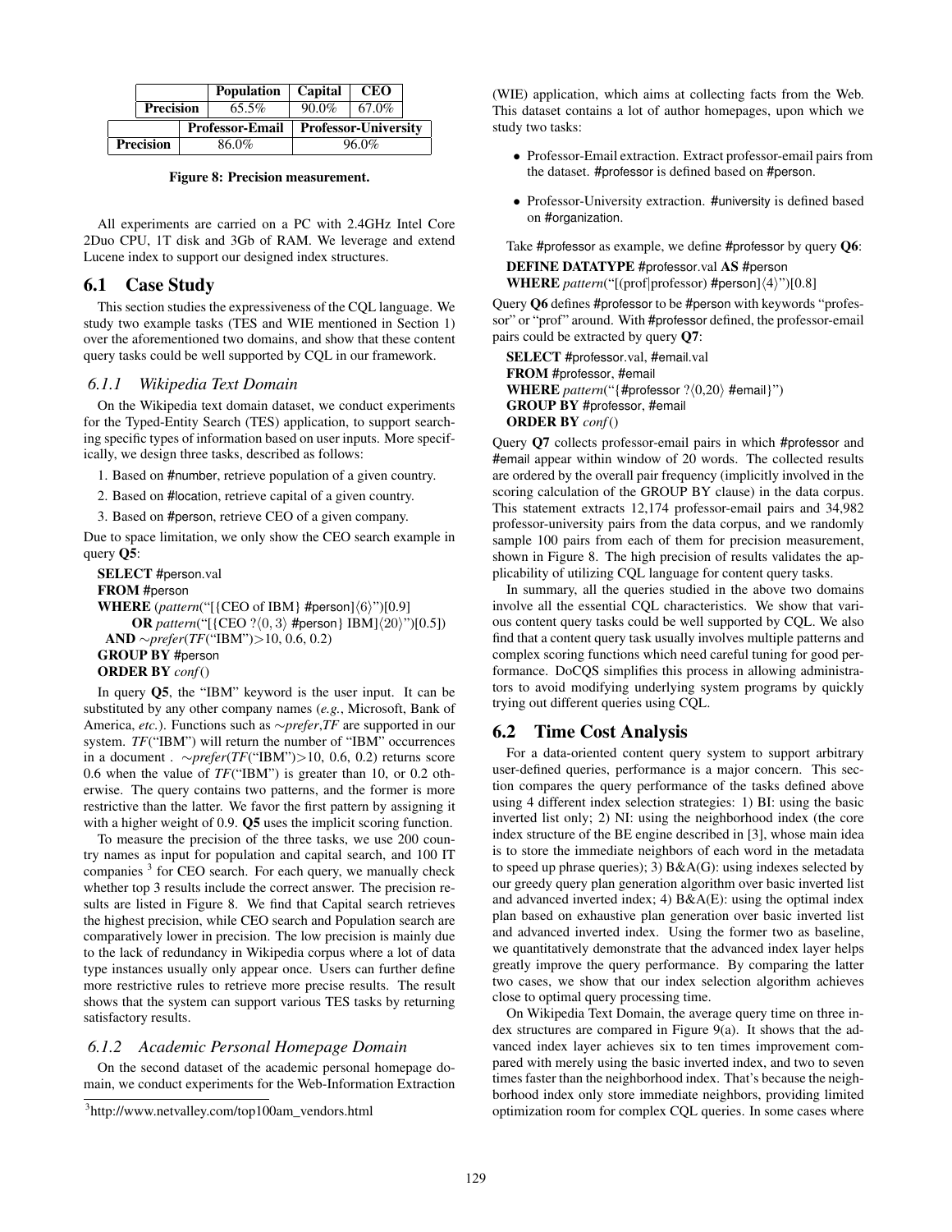|  | Population | Capital | CEO |
| --- | --- | --- | --- |
| Precision | 65.5% | 90.0% | 67.0% |

|  | Professor-Email | Professor-University |
| --- | --- | --- |
| Precision | 86.0% | 96.0% |

**Figure 8: Precision measurement.**

All experiments are carried on a PC with 2.4GHz Intel Core 2Duo CPU, 1T disk and 3Gb of RAM. We leverage and extend Lucene index to support our designed index structures.

## 6.1 Case Study

This section studies the expressiveness of the CQL language. We study two example tasks (TES and WIE mentioned in Section 1) over the aforementioned two domains, and show that these content query tasks could be well supported by CQL in our framework.

### 6.1.1 Wikipedia Text Domain

On the Wikipedia text domain dataset, we conduct experiments for the Typed-Entity Search (TES) application, to support searching specific types of information based on user inputs. More specifically, we design three tasks, described as follows:

1. Based on #number, retrieve population of a given country.
2. Based on #location, retrieve capital of a given country.
3. Based on #person, retrieve CEO of a given company.

Due to space limitation, we only show the CEO search example in query **Q5**:

**SELECT** #person.val
**FROM** #person
**WHERE** (*pattern*("[{CEO of IBM} #person]⟨6⟩")[0.9]
  **OR** *pattern*("[{CEO ?⟨0, 3⟩ #person} IBM]⟨20⟩")[0.5])
 **AND** ∼*prefer*(*TF*("IBM")>10, 0.6, 0.2)
**GROUP BY** #person
**ORDER BY** *conf*()

In query **Q5**, the "IBM" keyword is the user input. It can be substituted by any other company names (*e.g.*, Microsoft, Bank of America, *etc.*). Functions such as ∼*prefer*,*TF* are supported in our system. *TF*("IBM") will return the number of "IBM" occurrences in a document . ∼*prefer*(*TF*("IBM")>10, 0.6, 0.2) returns score 0.6 when the value of *TF*("IBM") is greater than 10, or 0.2 otherwise. The query contains two patterns, and the former is more restrictive than the latter. We favor the first pattern by assigning it with a higher weight of 0.9. **Q5** uses the implicit scoring function.

To measure the precision of the three tasks, we use 200 country names as input for population and capital search, and 100 IT companies [3] for CEO search. For each query, we manually check whether top 3 results include the correct answer. The precision results are listed in Figure 8. We find that Capital search retrieves the highest precision, while CEO search and Population search are comparatively lower in precision. The low precision is mainly due to the lack of redundancy in Wikipedia corpus where a lot of data type instances usually only appear once. Users can further define more restrictive rules to retrieve more precise results. The result shows that the system can support various TES tasks by returning satisfactory results.

### 6.1.2 Academic Personal Homepage Domain

On the second dataset of the academic personal homepage domain, we conduct experiments for the Web-Information Extraction (WIE) application, which aims at collecting facts from the Web. This dataset contains a lot of author homepages, upon which we study two tasks:

- Professor-Email extraction. Extract professor-email pairs from the dataset. #professor is defined based on #person.
- Professor-University extraction. #university is defined based on #organization.

Take #professor as example, we define #professor by query **Q6**:

**DEFINE DATATYPE** #professor.val **AS** #person
**WHERE** *pattern*("[(prof|professor) #person]⟨4⟩")[0.8]

Query **Q6** defines #professor to be #person with keywords "professor" or "prof" around. With #professor defined, the professor-email pairs could be extracted by query **Q7**:

**SELECT** #professor.val, #email.val
**FROM** #professor, #email
**WHERE** *pattern*("{#professor ?⟨0,20⟩ #email}")
**GROUP BY** #professor, #email
**ORDER BY** *conf*()

Query **Q7** collects professor-email pairs in which #professor and #email appear within window of 20 words. The collected results are ordered by the overall pair frequency (implicitly involved in the scoring calculation of the GROUP BY clause) in the data corpus. This statement extracts 12,174 professor-email pairs and 34,982 professor-university pairs from the data corpus, and we randomly sample 100 pairs from each of them for precision measurement, shown in Figure 8. The high precision of results validates the applicability of utilizing CQL language for content query tasks.

In summary, all the queries studied in the above two domains involve all the essential CQL characteristics. We show that various content query tasks could be well supported by CQL. We also find that a content query task usually involves multiple patterns and complex scoring functions which need careful tuning for good performance. DoCQS simplifies this process in allowing administrators to avoid modifying underlying system programs by quickly trying out different queries using CQL.

## 6.2 Time Cost Analysis

For a data-oriented content query system to support arbitrary user-defined queries, performance is a major concern. This section compares the query performance of the tasks defined above using 4 different index selection strategies: 1) BI: using the basic inverted list only; 2) NI: using the neighborhood index (the core index structure of the BE engine described in [3], whose main idea is to store the immediate neighbors of each word in the metadata to speed up phrase queries); 3) B&A(G): using indexes selected by our greedy query plan generation algorithm over basic inverted list and advanced inverted index; 4) B&A(E): using the optimal index plan based on exhaustive plan generation over basic inverted list and advanced inverted index. Using the former two as baseline, we quantitatively demonstrate that the advanced index layer helps greatly improve the query performance. By comparing the latter two cases, we show that our index selection algorithm achieves close to optimal query processing time.

On Wikipedia Text Domain, the average query time on three index structures are compared in Figure 9(a). It shows that the advanced index layer achieves six to ten times improvement compared with merely using the basic inverted index, and two to seven times faster than the neighborhood index. That's because the neighborhood index only store immediate neighbors, providing limited optimization room for complex CQL queries. In some cases where

[3] http://www.netvalley.com/top100am_vendors.html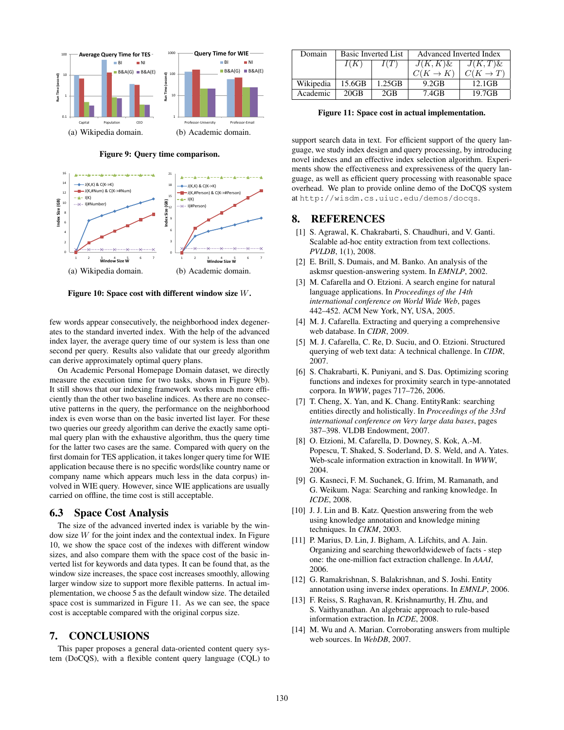Average Query Time for TES

BI NI B&A(G) B&A(E)

Run Time (second)

100 10 1 0.1

Capital Population CEO

(a) Wikipedia domain.

Query Time for WIE

BI NI B&A(G) B&A(E)

Run Time (second)

1000 100 10 1

Professor-University Professor-Email

(b) Academic domain.

**Figure 9: Query time comparison.**

J(K,K) & C(K->K)
J(K,#Num) & C(K->#Num)
I(K)
I(#Number)

Index Size (GB)

16 14 12 10 8 6 4 2 0

1 2 3 4 5 6 7

Window Size W

(a) Wikipedia domain.

J(K,K) & C(K->K)
J(K,#Person) & C(K->#Person)
I(K)
I(#Person)

Index Size (GB)

21 18 15 12 9 6 3 0

1 2 3 4 5 6 7

Window Size W

(b) Academic domain.

**Figure 10: Space cost with different window size $W$.**

few words appear consecutively, the neighborhood index degenerates to the standard inverted index. With the help of the advanced index layer, the average query time of our system is less than one second per query. Results also validate that our greedy algorithm can derive approximately optimal query plans.

On Academic Personal Homepage Domain dataset, we directly measure the execution time for two tasks, shown in Figure 9(b). It still shows that our indexing framework works much more efficiently than the other two baseline indices. As there are no consecutive patterns in the query, the performance on the neighborhood index is even worse than on the basic inverted list layer. For these two queries our greedy algorithm can derive the exactly same optimal query plan with the exhaustive algorithm, thus the query time for the latter two cases are the same. Compared with query on the first domain for TES application, it takes longer query time for WIE application because there is no specific words(like country name or company name which appears much less in the data corpus) involved in WIE query. However, since WIE applications are usually carried on offline, the time cost is still acceptable.

## 6.3 Space Cost Analysis

The size of the advanced inverted index is variable by the window size $W$ for the joint index and the contextual index. In Figure 10, we show the space cost of the indexes with different window sizes, and also compare them with the space cost of the basic inverted list for keywords and data types. It can be found that, as the window size increases, the space cost increases smoothly, allowing larger window size to support more flexible patterns. In actual implementation, we choose 5 as the default window size. The detailed space cost is summarized in Figure 11. As we can see, the space cost is acceptable compared with the original corpus size.

| Domain | Basic Inverted List | | Advanced Inverted Index | |
|---|---|---|---|---|
| | $I(K)$ | $I(T)$ | $J(K,K)$& $C(K \to K)$ | $J(K,T)$& $C(K \to T)$ |
| Wikipedia | 15.6GB | 1.25GB | 9.2GB | 12.1GB |
| Academic | 20GB | 2GB | 7.4GB | 19.7GB |

**Figure 11: Space cost in actual implementation.**

## 7. CONCLUSIONS

This paper proposes a general data-oriented content query system (DoCQS), with a flexible content query language (CQL) to support search data in text. For efficient support of the query language, we study index design and query processing, by introducing novel indexes and an effective index selection algorithm. Experiments show the effectiveness and expressiveness of the query language, as well as efficient query processing with reasonable space overhead. We plan to provide online demo of the DoCQS system at `http://wisdm.cs.uiuc.edu/demos/docqs`.

## 8. REFERENCES

[1] S. Agrawal, K. Chakrabarti, S. Chaudhuri, and V. Ganti. Scalable ad-hoc entity extraction from text collections. *PVLDB*, 1(1), 2008.

[2] E. Brill, S. Dumais, and M. Banko. An analysis of the askmsr question-answering system. In *EMNLP*, 2002.

[3] M. Cafarella and O. Etzioni. A search engine for natural language applications. In *Proceedings of the 14th international conference on World Wide Web*, pages 442–452. ACM New York, NY, USA, 2005.

[4] M. J. Cafarella. Extracting and querying a comprehensive web database. In *CIDR*, 2009.

[5] M. J. Cafarella, C. Re, D. Suciu, and O. Etzioni. Structured querying of web text data: A technical challenge. In *CIDR*, 2007.

[6] S. Chakrabarti, K. Puniyani, and S. Das. Optimizing scoring functions and indexes for proximity search in type-annotated corpora. In *WWW*, pages 717–726, 2006.

[7] T. Cheng, X. Yan, and K. Chang. EntityRank: searching entities directly and holistically. In *Proceedings of the 33rd international conference on Very large data bases*, pages 387–398. VLDB Endowment, 2007.

[8] O. Etzioni, M. Cafarella, D. Downey, S. Kok, A.-M. Popescu, T. Shaked, S. Soderland, D. S. Weld, and A. Yates. Web-scale information extraction in knowitall. In *WWW*, 2004.

[9] G. Kasneci, F. M. Suchanek, G. Ifrim, M. Ramanath, and G. Weikum. Naga: Searching and ranking knowledge. In *ICDE*, 2008.

[10] J. J. Lin and B. Katz. Question answering from the web using knowledge annotation and knowledge mining techniques. In *CIKM*, 2003.

[11] P. Marius, D. Lin, J. Bigham, A. Lifchits, and A. Jain. Organizing and searching theworldwideweb of facts - step one: the one-million fact extraction challenge. In *AAAI*, 2006.

[12] G. Ramakrishnan, S. Balakrishnan, and S. Joshi. Entity annotation using inverse index operations. In *EMNLP*, 2006.

[13] F. Reiss, S. Raghavan, R. Krishnamurthy, H. Zhu, and S. Vaithyanathan. An algebraic approach to rule-based information extraction. In *ICDE*, 2008.

[14] M. Wu and A. Marian. Corroborating answers from multiple web sources. In *WebDB*, 2007.